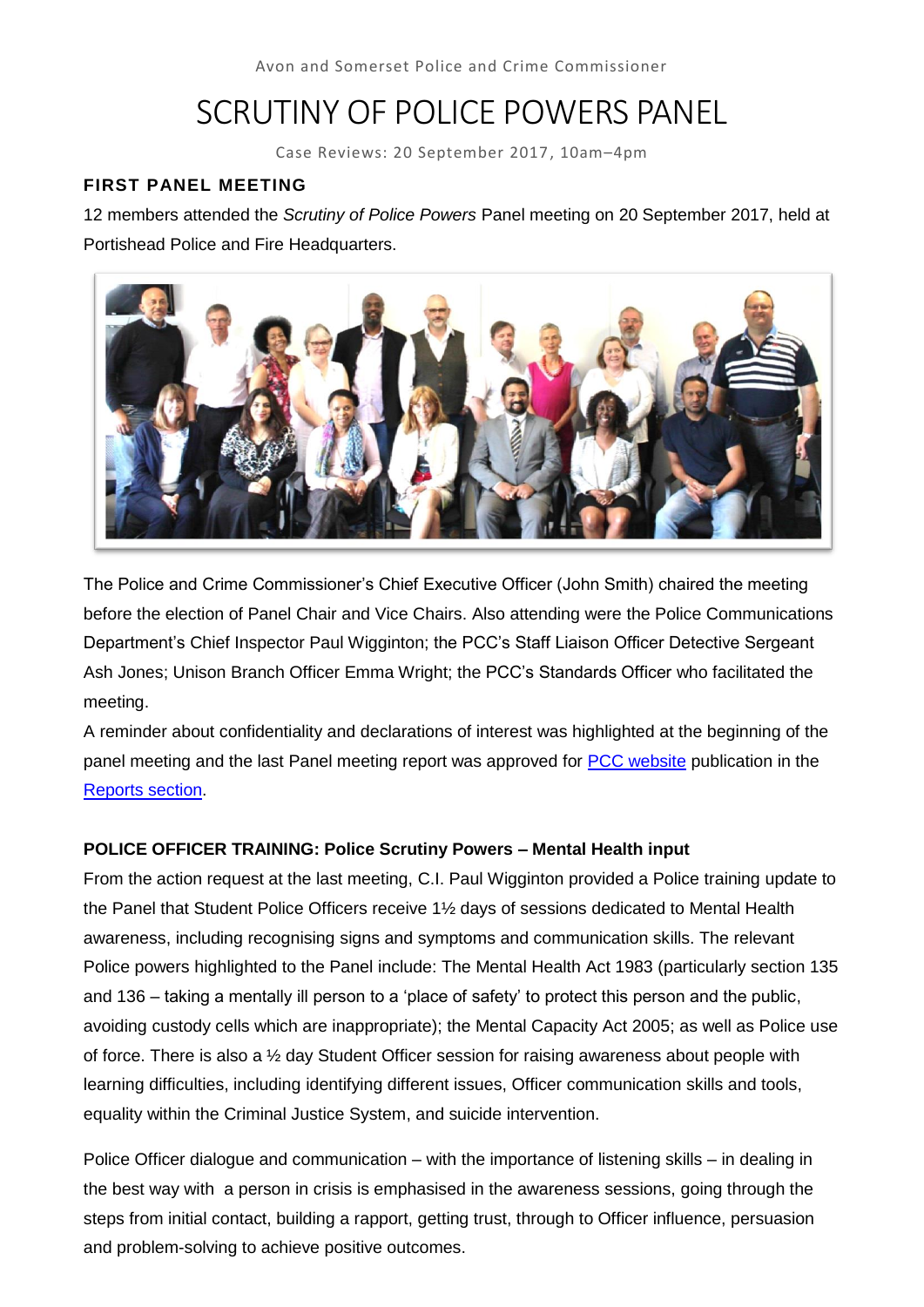Avon and Somerset Police and Crime Commissioner

# SCRUTINY OF POLICE POWERS PANEL

Case Reviews: 20 September 2017, 10am–4pm

## FIRST PANEL MEETING

12 members attended the *Scrutiny of Police Powers* Panel meeting on 20 September 2017, held at Portishead Police and Fire Headquarters.

The Police and Crime Commissioner's Chief Executive Officer (John Smith) chaired the meeting before the election of Panel Chair and Vice Chairs. Also attending were the Police Communications Department's Chief Inspector Paul Wigginton; the PCC's Staff Liaison Officer Detective Sergeant Ash Jones; Unison Branch Officer Emma Wright; the PCC's Standards Officer who facilitated the meeting.

A reminder about confidentiality and declarations of interest was highlighted at the beginning of the panel meeting and the last Panel meeting report was approved for PCC website publication in the Reports section.

### POLICE OFFICER TRAINING: Police Scrutiny Powers – Mental Health input

From the action request at the last meeting, C.I. Paul Wigginton provided a Police training update to the Panel that Student Police Officers receive 1½ days of sessions dedicated to Mental Health awareness, including recognising signs and symptoms and communication skills. The relevant Police powers highlighted to the Panel include: The Mental Health Act 1983 (particularly section 135 and 136 – taking a mentally ill person to a 'place of safety' to protect this person and the public, avoiding custody cells which are inappropriate); the Mental Capacity Act 2005; as well as Police use of force. There is also a ½ day Student Officer session for raising awareness about people with learning difficulties, including identifying different issues, Officer communication skills and tools, equality within the Criminal Justice System, and suicide intervention.

Police Officer dialogue and communication – with the importance of listening skills – in dealing in the best way with a person in crisis is emphasised in the awareness sessions, going through the steps from initial contact, building a rapport, getting trust, through to Officer influence, persuasion and problem-solving to achieve positive outcomes.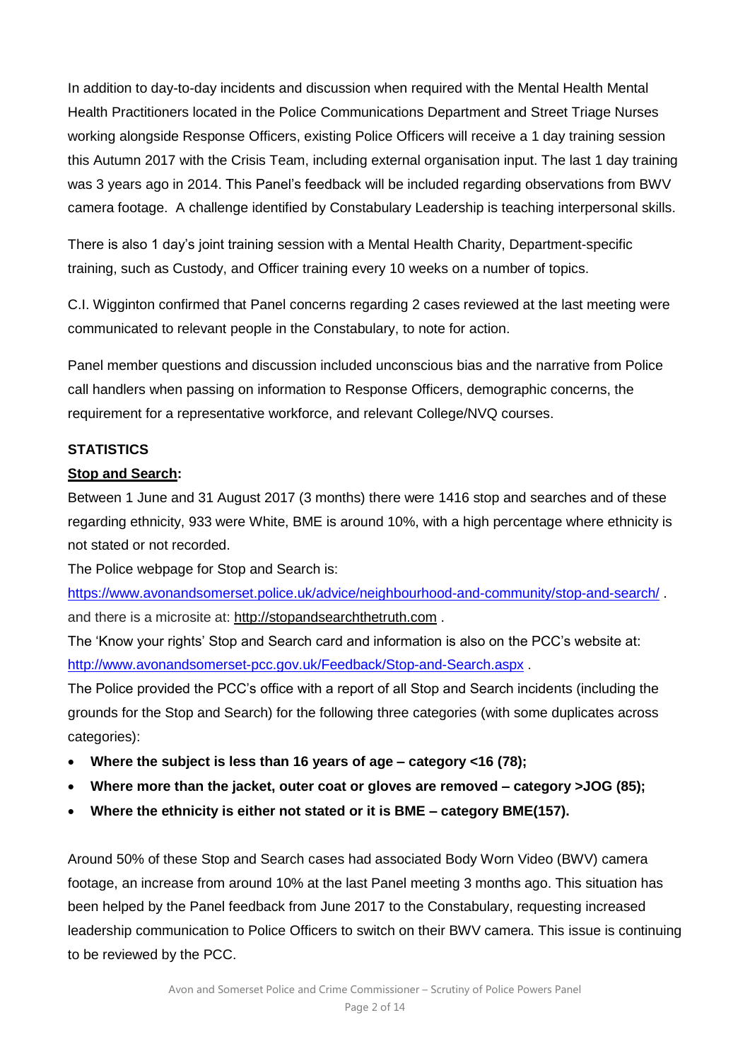In addition to day-to-day incidents and discussion when required with the Mental Health Mental Health Practitioners located in the Police Communications Department and Street Triage Nurses working alongside Response Officers, existing Police Officers will receive a 1 day training session this Autumn 2017 with the Crisis Team, including external organisation input. The last 1 day training was 3 years ago in 2014. This Panel's feedback will be included regarding observations from BWV camera footage. A challenge identified by Constabulary Leadership is teaching interpersonal skills.

There is also 1 day's joint training session with a Mental Health Charity, Department-specific training, such as Custody, and Officer training every 10 weeks on a number of topics.

C.I. Wigginton confirmed that Panel concerns regarding 2 cases reviewed at the last meeting were communicated to relevant people in the Constabulary, to note for action.

Panel member questions and discussion included unconscious bias and the narrative from Police call handlers when passing on information to Response Officers, demographic concerns, the requirement for a representative workforce, and relevant College/NVQ courses.

**STATISTICS**

**Stop and Search:**

Between 1 June and 31 August 2017 (3 months) there were 1416 stop and searches and of these regarding ethnicity, 933 were White, BME is around 10%, with a high percentage where ethnicity is not stated or not recorded.

The Police webpage for Stop and Search is:
https://www.avonandsomerset.police.uk/advice/neighbourhood-and-community/stop-and-search/ .
and there is a microsite at: http://stopandsearchthetruth.com .

The 'Know your rights' Stop and Search card and information is also on the PCC's website at:
http://www.avonandsomerset-pcc.gov.uk/Feedback/Stop-and-Search.aspx .

The Police provided the PCC's office with a report of all Stop and Search incidents (including the grounds for the Stop and Search) for the following three categories (with some duplicates across categories):

- **Where the subject is less than 16 years of age – category <16 (78);**
- **Where more than the jacket, outer coat or gloves are removed – category >JOG (85);**
- **Where the ethnicity is either not stated or it is BME – category BME(157).**

Around 50% of these Stop and Search cases had associated Body Worn Video (BWV) camera footage, an increase from around 10% at the last Panel meeting 3 months ago. This situation has been helped by the Panel feedback from June 2017 to the Constabulary, requesting increased leadership communication to Police Officers to switch on their BWV camera. This issue is continuing to be reviewed by the PCC.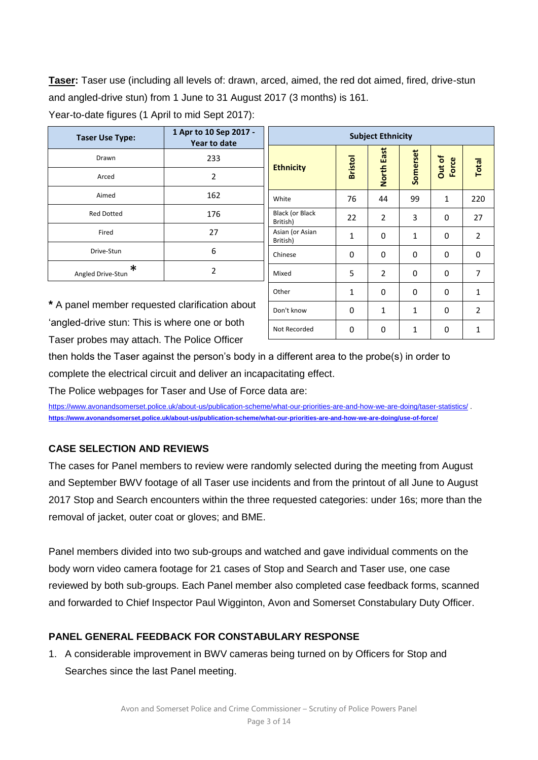**Taser:** Taser use (including all levels of: drawn, arced, aimed, the red dot aimed, fired, drive-stun and angled-drive stun) from 1 June to 31 August 2017 (3 months) is 161.

Year-to-date figures (1 April to mid Sept 2017):

| Taser Use Type: | 1 Apr to 10 Sep 2017 - Year to date |
|---|---|
| Drawn | 233 |
| Arced | 2 |
| Aimed | 162 |
| Red Dotted | 176 |
| Fired | 27 |
| Drive-Stun | 6 |
| Angled Drive-Stun * | 2 |

| Subject Ethnicity | | | | | |
|---|---|---|---|---|---|
| Ethnicity | Bristol | North East | Somerset | Out of Force | Total |
| White | 76 | 44 | 99 | 1 | 220 |
| Black (or Black British) | 22 | 2 | 3 | 0 | 27 |
| Asian (or Asian British) | 1 | 0 | 1 | 0 | 2 |
| Chinese | 0 | 0 | 0 | 0 | 0 |
| Mixed | 5 | 2 | 0 | 0 | 7 |
| Other | 1 | 0 | 0 | 0 | 1 |
| Don't know | 0 | 1 | 1 | 0 | 2 |
| Not Recorded | 0 | 0 | 1 | 0 | 1 |

**\*** A panel member requested clarification about 'angled-drive stun: This is where one or both Taser probes may attach. The Police Officer then holds the Taser against the person's body in a different area to the probe(s) in order to complete the electrical circuit and deliver an incapacitating effect.

The Police webpages for Taser and Use of Force data are:

https://www.avonandsomerset.police.uk/about-us/publication-scheme/what-our-priorities-are-and-how-we-are-doing/taser-statistics/ .
**https://www.avonandsomerset.police.uk/about-us/publication-scheme/what-our-priorities-are-and-how-we-are-doing/use-of-force/**

## CASE SELECTION AND REVIEWS

The cases for Panel members to review were randomly selected during the meeting from August and September BWV footage of all Taser use incidents and from the printout of all June to August 2017 Stop and Search encounters within the three requested categories: under 16s; more than the removal of jacket, outer coat or gloves; and BME.

Panel members divided into two sub-groups and watched and gave individual comments on the body worn video camera footage for 21 cases of Stop and Search and Taser use, one case reviewed by both sub-groups. Each Panel member also completed case feedback forms, scanned and forwarded to Chief Inspector Paul Wigginton, Avon and Somerset Constabulary Duty Officer.

## PANEL GENERAL FEEDBACK FOR CONSTABULARY RESPONSE

1. A considerable improvement in BWV cameras being turned on by Officers for Stop and Searches since the last Panel meeting.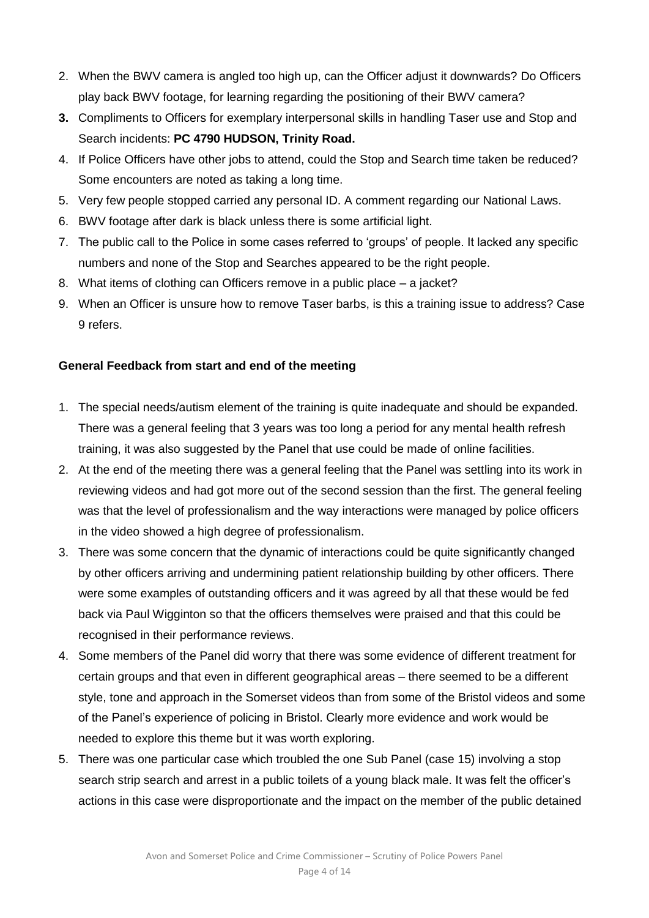2. When the BWV camera is angled too high up, can the Officer adjust it downwards? Do Officers play back BWV footage, for learning regarding the positioning of their BWV camera?
3. Compliments to Officers for exemplary interpersonal skills in handling Taser use and Stop and Search incidents: **PC 4790 HUDSON, Trinity Road.**
4. If Police Officers have other jobs to attend, could the Stop and Search time taken be reduced? Some encounters are noted as taking a long time.
5. Very few people stopped carried any personal ID. A comment regarding our National Laws.
6. BWV footage after dark is black unless there is some artificial light.
7. The public call to the Police in some cases referred to 'groups' of people. It lacked any specific numbers and none of the Stop and Searches appeared to be the right people.
8. What items of clothing can Officers remove in a public place – a jacket?
9. When an Officer is unsure how to remove Taser barbs, is this a training issue to address? Case 9 refers.

**General Feedback from start and end of the meeting**

1. The special needs/autism element of the training is quite inadequate and should be expanded. There was a general feeling that 3 years was too long a period for any mental health refresh training, it was also suggested by the Panel that use could be made of online facilities.
2. At the end of the meeting there was a general feeling that the Panel was settling into its work in reviewing videos and had got more out of the second session than the first. The general feeling was that the level of professionalism and the way interactions were managed by police officers in the video showed a high degree of professionalism.
3. There was some concern that the dynamic of interactions could be quite significantly changed by other officers arriving and undermining patient relationship building by other officers. There were some examples of outstanding officers and it was agreed by all that these would be fed back via Paul Wigginton so that the officers themselves were praised and that this could be recognised in their performance reviews.
4. Some members of the Panel did worry that there was some evidence of different treatment for certain groups and that even in different geographical areas – there seemed to be a different style, tone and approach in the Somerset videos than from some of the Bristol videos and some of the Panel's experience of policing in Bristol. Clearly more evidence and work would be needed to explore this theme but it was worth exploring.
5. There was one particular case which troubled the one Sub Panel (case 15) involving a stop search strip search and arrest in a public toilets of a young black male. It was felt the officer's actions in this case were disproportionate and the impact on the member of the public detained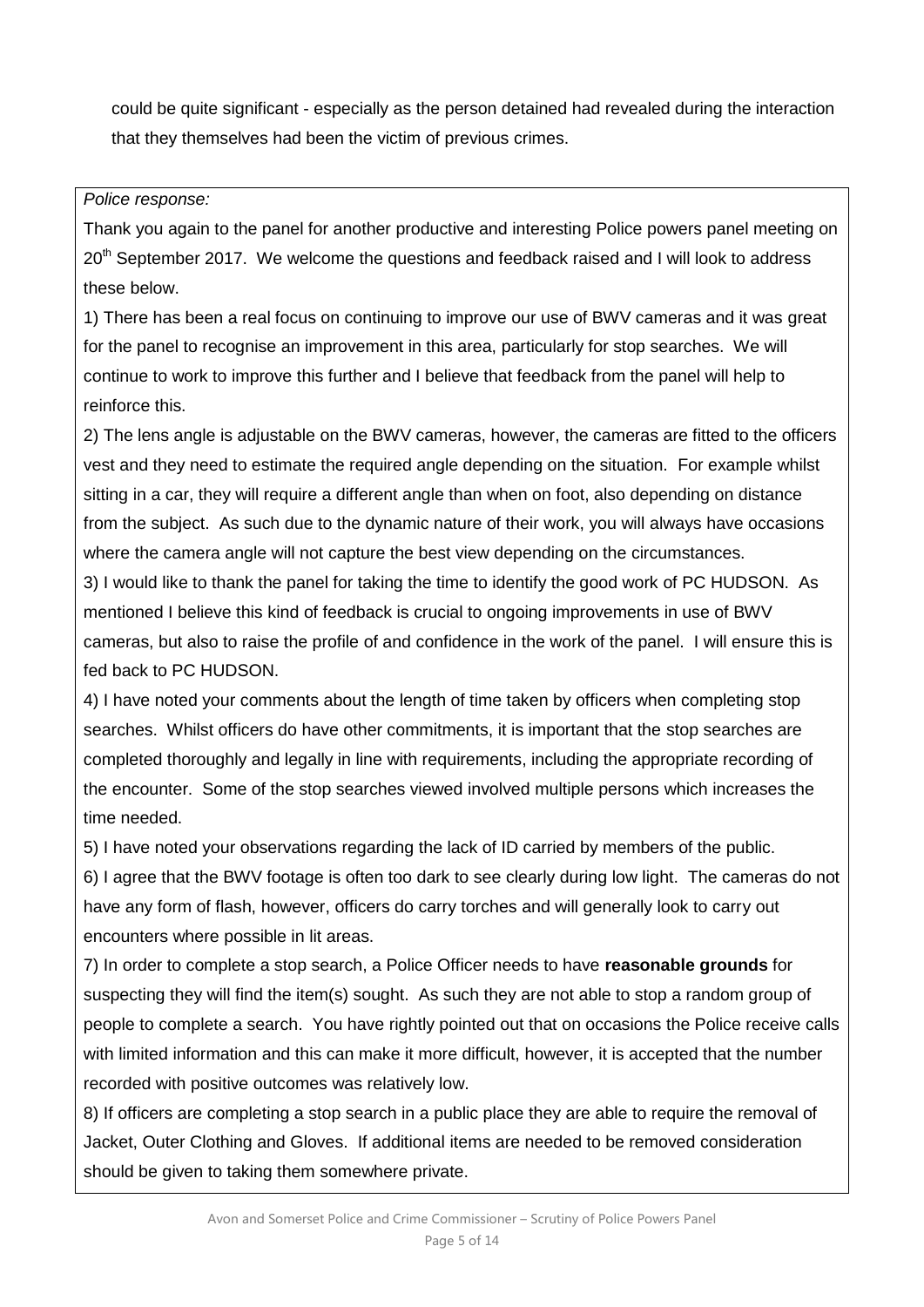could be quite significant - especially as the person detained had revealed during the interaction that they themselves had been the victim of previous crimes.

*Police response:*

Thank you again to the panel for another productive and interesting Police powers panel meeting on 20th September 2017. We welcome the questions and feedback raised and I will look to address these below.

1) There has been a real focus on continuing to improve our use of BWV cameras and it was great for the panel to recognise an improvement in this area, particularly for stop searches. We will continue to work to improve this further and I believe that feedback from the panel will help to reinforce this.

2) The lens angle is adjustable on the BWV cameras, however, the cameras are fitted to the officers vest and they need to estimate the required angle depending on the situation. For example whilst sitting in a car, they will require a different angle than when on foot, also depending on distance from the subject. As such due to the dynamic nature of their work, you will always have occasions where the camera angle will not capture the best view depending on the circumstances.

3) I would like to thank the panel for taking the time to identify the good work of PC HUDSON. As mentioned I believe this kind of feedback is crucial to ongoing improvements in use of BWV cameras, but also to raise the profile of and confidence in the work of the panel. I will ensure this is fed back to PC HUDSON.

4) I have noted your comments about the length of time taken by officers when completing stop searches. Whilst officers do have other commitments, it is important that the stop searches are completed thoroughly and legally in line with requirements, including the appropriate recording of the encounter. Some of the stop searches viewed involved multiple persons which increases the time needed.

5) I have noted your observations regarding the lack of ID carried by members of the public.

6) I agree that the BWV footage is often too dark to see clearly during low light. The cameras do not have any form of flash, however, officers do carry torches and will generally look to carry out encounters where possible in lit areas.

7) In order to complete a stop search, a Police Officer needs to have **reasonable grounds** for suspecting they will find the item(s) sought. As such they are not able to stop a random group of people to complete a search. You have rightly pointed out that on occasions the Police receive calls with limited information and this can make it more difficult, however, it is accepted that the number recorded with positive outcomes was relatively low.

8) If officers are completing a stop search in a public place they are able to require the removal of Jacket, Outer Clothing and Gloves. If additional items are needed to be removed consideration should be given to taking them somewhere private.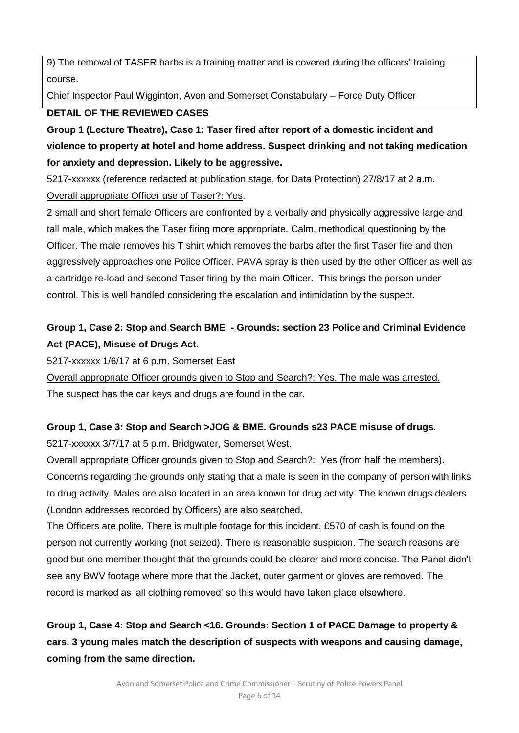9) The removal of TASER barbs is a training matter and is covered during the officers' training course.

Chief Inspector Paul Wigginton, Avon and Somerset Constabulary – Force Duty Officer

## DETAIL OF THE REVIEWED CASES

**Group 1 (Lecture Theatre), Case 1: Taser fired after report of a domestic incident and violence to property at hotel and home address. Suspect drinking and not taking medication for anxiety and depression. Likely to be aggressive.**

5217-xxxxxx (reference redacted at publication stage, for Data Protection) 27/8/17 at 2 a.m.

Overall appropriate Officer use of Taser?: Yes.

2 small and short female Officers are confronted by a verbally and physically aggressive large and tall male, which makes the Taser firing more appropriate. Calm, methodical questioning by the Officer. The male removes his T shirt which removes the barbs after the first Taser fire and then aggressively approaches one Police Officer. PAVA spray is then used by the other Officer as well as a cartridge re-load and second Taser firing by the main Officer. This brings the person under control. This is well handled considering the escalation and intimidation by the suspect.

**Group 1, Case 2: Stop and Search BME - Grounds: section 23 Police and Criminal Evidence Act (PACE), Misuse of Drugs Act.**

5217-xxxxxx 1/6/17 at 6 p.m. Somerset East

Overall appropriate Officer grounds given to Stop and Search?: Yes. The male was arrested.

The suspect has the car keys and drugs are found in the car.

**Group 1, Case 3: Stop and Search >JOG & BME. Grounds s23 PACE misuse of drugs.**

5217-xxxxxx 3/7/17 at 5 p.m. Bridgwater, Somerset West.

Overall appropriate Officer grounds given to Stop and Search?: Yes (from half the members).

Concerns regarding the grounds only stating that a male is seen in the company of person with links to drug activity. Males are also located in an area known for drug activity. The known drugs dealers (London addresses recorded by Officers) are also searched.

The Officers are polite. There is multiple footage for this incident. £570 of cash is found on the person not currently working (not seized). There is reasonable suspicion. The search reasons are good but one member thought that the grounds could be clearer and more concise. The Panel didn't see any BWV footage where more that the Jacket, outer garment or gloves are removed. The record is marked as 'all clothing removed' so this would have taken place elsewhere.

**Group 1, Case 4: Stop and Search <16. Grounds: Section 1 of PACE Damage to property & cars. 3 young males match the description of suspects with weapons and causing damage, coming from the same direction.**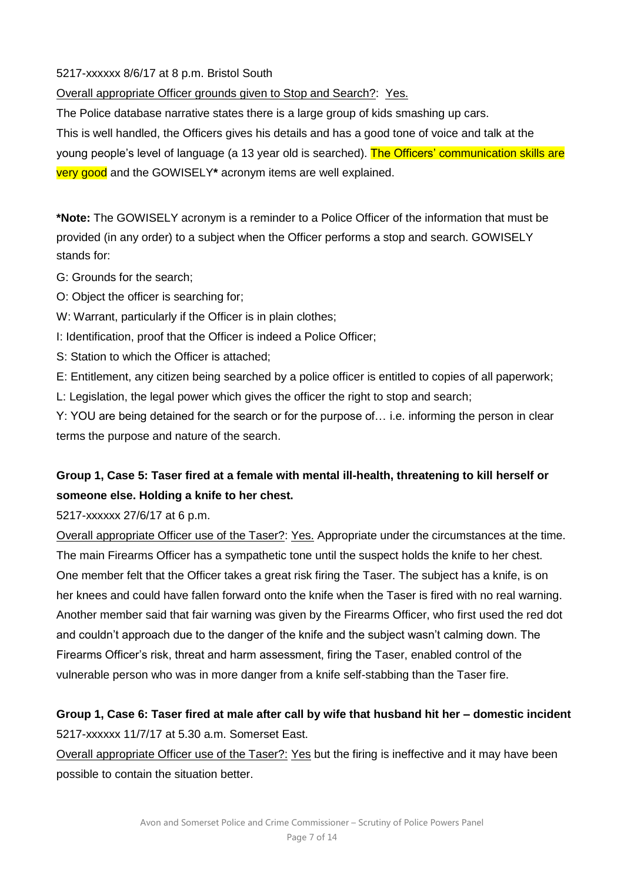5217-xxxxxx 8/6/17 at 8 p.m. Bristol South

<u>Overall appropriate Officer grounds given to Stop and Search?</u>: <u>Yes.</u>

The Police database narrative states there is a large group of kids smashing up cars.
This is well handled, the Officers gives his details and has a good tone of voice and talk at the young people's level of language (a 13 year old is searched). The Officers' communication skills are very good and the GOWISELY**\*** acronym items are well explained.

**\*Note:** The GOWISELY acronym is a reminder to a Police Officer of the information that must be provided (in any order) to a subject when the Officer performs a stop and search. GOWISELY stands for:

G: Grounds for the search;

O: Object the officer is searching for;

W: Warrant, particularly if the Officer is in plain clothes;

I: Identification, proof that the Officer is indeed a Police Officer;

S: Station to which the Officer is attached;

E: Entitlement, any citizen being searched by a police officer is entitled to copies of all paperwork;

L: Legislation, the legal power which gives the officer the right to stop and search;

Y: YOU are being detained for the search or for the purpose of… i.e. informing the person in clear terms the purpose and nature of the search.

**Group 1, Case 5: Taser fired at a female with mental ill-health, threatening to kill herself or someone else. Holding a knife to her chest.**

5217-xxxxxx 27/6/17 at 6 p.m.

<u>Overall appropriate Officer use of the Taser?</u>: <u>Yes.</u> Appropriate under the circumstances at the time. The main Firearms Officer has a sympathetic tone until the suspect holds the knife to her chest. One member felt that the Officer takes a great risk firing the Taser. The subject has a knife, is on her knees and could have fallen forward onto the knife when the Taser is fired with no real warning. Another member said that fair warning was given by the Firearms Officer, who first used the red dot and couldn't approach due to the danger of the knife and the subject wasn't calming down. The Firearms Officer's risk, threat and harm assessment, firing the Taser, enabled control of the vulnerable person who was in more danger from a knife self-stabbing than the Taser fire.

**Group 1, Case 6: Taser fired at male after call by wife that husband hit her – domestic incident**

5217-xxxxxx 11/7/17 at 5.30 a.m. Somerset East.

<u>Overall appropriate Officer use of the Taser?:</u> <u>Yes</u> but the firing is ineffective and it may have been possible to contain the situation better.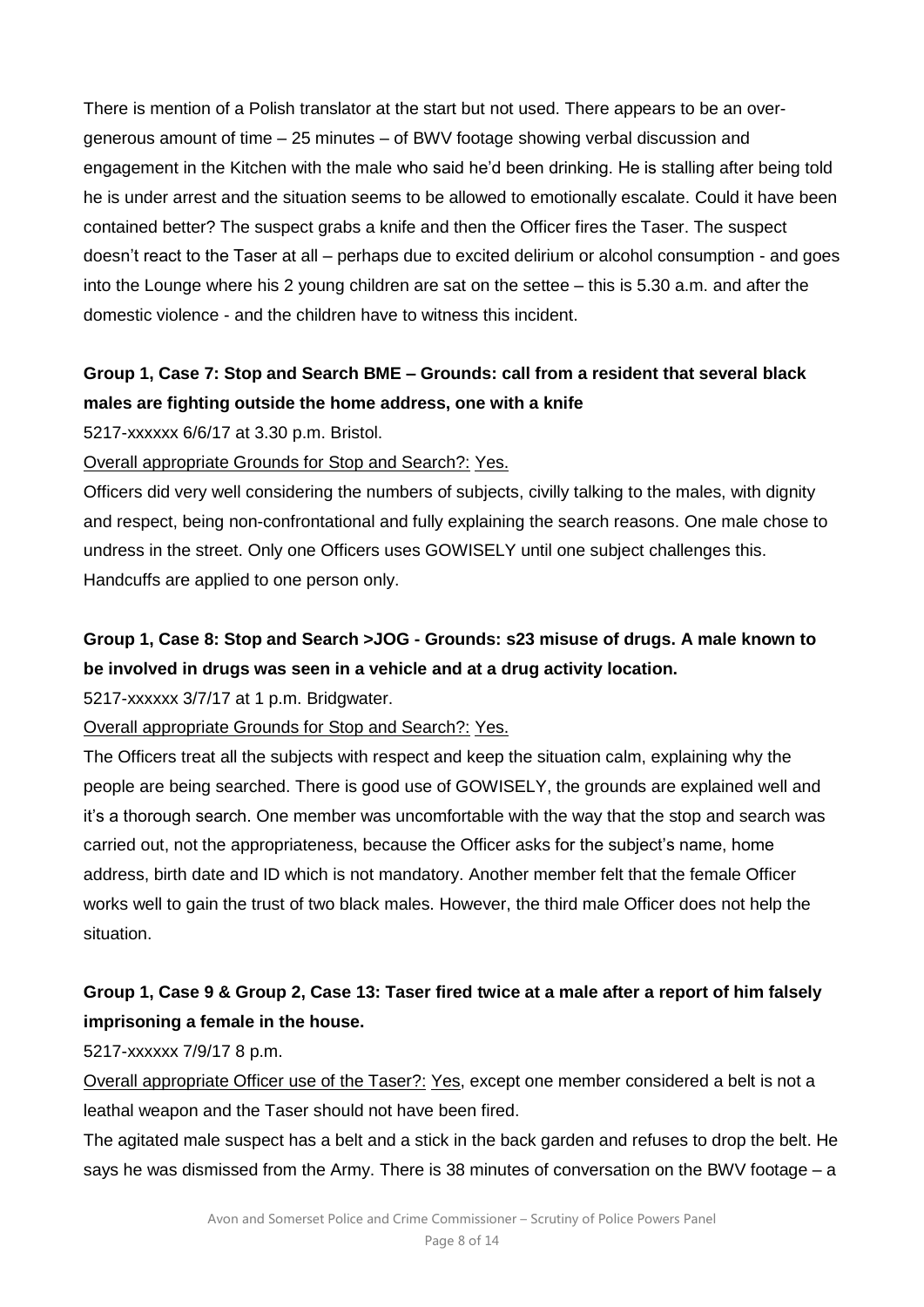There is mention of a Polish translator at the start but not used. There appears to be an over-generous amount of time – 25 minutes – of BWV footage showing verbal discussion and engagement in the Kitchen with the male who said he'd been drinking. He is stalling after being told he is under arrest and the situation seems to be allowed to emotionally escalate. Could it have been contained better? The suspect grabs a knife and then the Officer fires the Taser. The suspect doesn't react to the Taser at all – perhaps due to excited delirium or alcohol consumption - and goes into the Lounge where his 2 young children are sat on the settee – this is 5.30 a.m. and after the domestic violence - and the children have to witness this incident.

**Group 1, Case 7: Stop and Search BME – Grounds: call from a resident that several black males are fighting outside the home address, one with a knife**

5217-xxxxxx 6/6/17 at 3.30 p.m. Bristol.

Overall appropriate Grounds for Stop and Search?: Yes.

Officers did very well considering the numbers of subjects, civilly talking to the males, with dignity and respect, being non-confrontational and fully explaining the search reasons. One male chose to undress in the street. Only one Officers uses GOWISELY until one subject challenges this. Handcuffs are applied to one person only.

**Group 1, Case 8: Stop and Search >JOG - Grounds: s23 misuse of drugs. A male known to be involved in drugs was seen in a vehicle and at a drug activity location.**

5217-xxxxxx 3/7/17 at 1 p.m. Bridgwater.

Overall appropriate Grounds for Stop and Search?: Yes.

The Officers treat all the subjects with respect and keep the situation calm, explaining why the people are being searched. There is good use of GOWISELY, the grounds are explained well and it's a thorough search. One member was uncomfortable with the way that the stop and search was carried out, not the appropriateness, because the Officer asks for the subject's name, home address, birth date and ID which is not mandatory. Another member felt that the female Officer works well to gain the trust of two black males. However, the third male Officer does not help the situation.

**Group 1, Case 9 & Group 2, Case 13: Taser fired twice at a male after a report of him falsely imprisoning a female in the house.**

5217-xxxxxx 7/9/17 8 p.m.

Overall appropriate Officer use of the Taser?: Yes, except one member considered a belt is not a leathal weapon and the Taser should not have been fired.

The agitated male suspect has a belt and a stick in the back garden and refuses to drop the belt. He says he was dismissed from the Army. There is 38 minutes of conversation on the BWV footage – a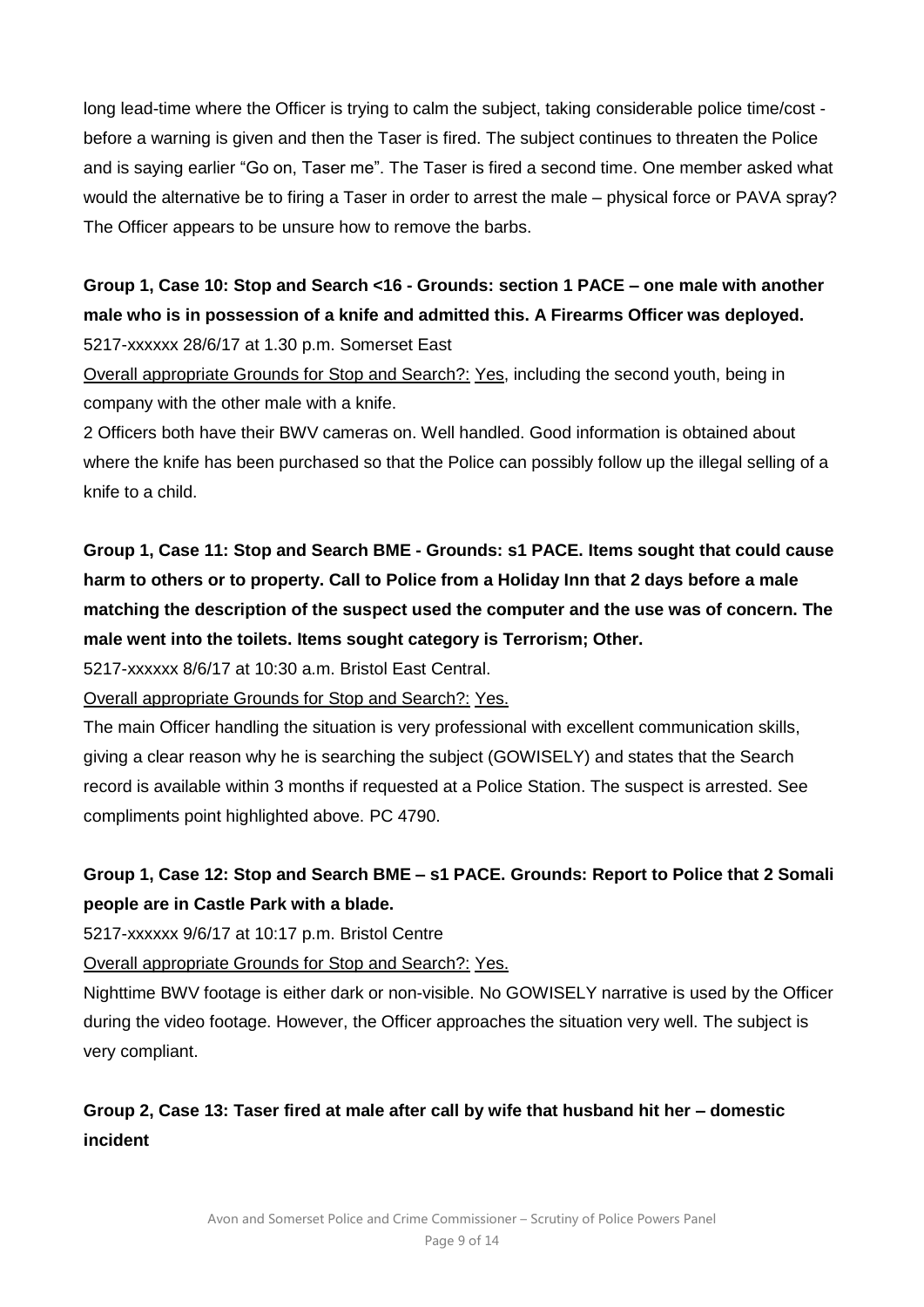long lead-time where the Officer is trying to calm the subject, taking considerable police time/cost - before a warning is given and then the Taser is fired. The subject continues to threaten the Police and is saying earlier "Go on, Taser me". The Taser is fired a second time. One member asked what would the alternative be to firing a Taser in order to arrest the male – physical force or PAVA spray? The Officer appears to be unsure how to remove the barbs.

**Group 1, Case 10: Stop and Search <16 - Grounds: section 1 PACE – one male with another male who is in possession of a knife and admitted this. A Firearms Officer was deployed.**

5217-xxxxxx 28/6/17 at 1.30 p.m. Somerset East

Overall appropriate Grounds for Stop and Search?: Yes, including the second youth, being in company with the other male with a knife.

2 Officers both have their BWV cameras on. Well handled. Good information is obtained about where the knife has been purchased so that the Police can possibly follow up the illegal selling of a knife to a child.

**Group 1, Case 11: Stop and Search BME - Grounds: s1 PACE. Items sought that could cause harm to others or to property. Call to Police from a Holiday Inn that 2 days before a male matching the description of the suspect used the computer and the use was of concern. The male went into the toilets. Items sought category is Terrorism; Other.**

5217-xxxxxx 8/6/17 at 10:30 a.m. Bristol East Central.

Overall appropriate Grounds for Stop and Search?: Yes.

The main Officer handling the situation is very professional with excellent communication skills, giving a clear reason why he is searching the subject (GOWISELY) and states that the Search record is available within 3 months if requested at a Police Station. The suspect is arrested. See compliments point highlighted above. PC 4790.

**Group 1, Case 12: Stop and Search BME – s1 PACE. Grounds: Report to Police that 2 Somali people are in Castle Park with a blade.**

5217-xxxxxx 9/6/17 at 10:17 p.m. Bristol Centre

Overall appropriate Grounds for Stop and Search?: Yes.

Nighttime BWV footage is either dark or non-visible. No GOWISELY narrative is used by the Officer during the video footage. However, the Officer approaches the situation very well. The subject is very compliant.

**Group 2, Case 13: Taser fired at male after call by wife that husband hit her – domestic incident**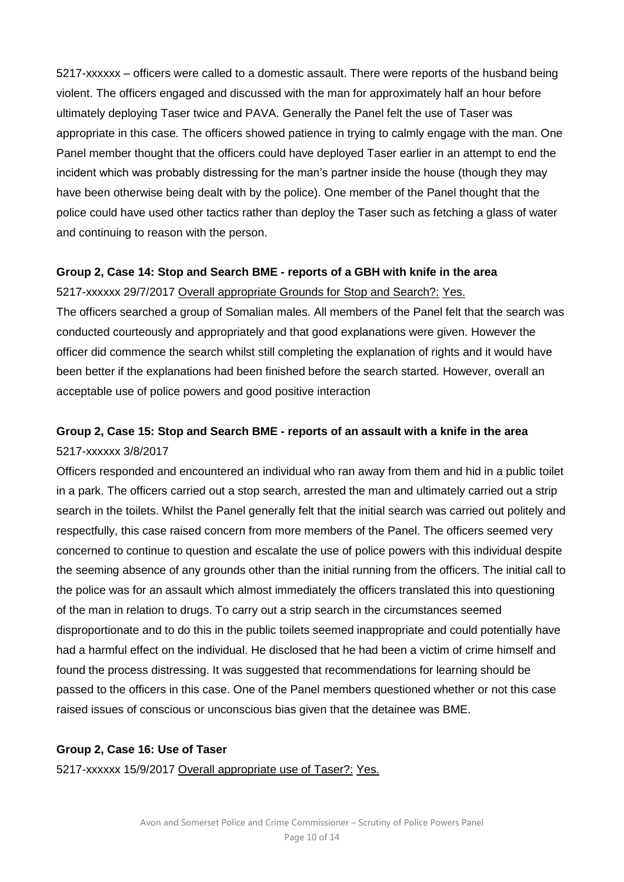5217-xxxxxx – officers were called to a domestic assault. There were reports of the husband being violent. The officers engaged and discussed with the man for approximately half an hour before ultimately deploying Taser twice and PAVA. Generally the Panel felt the use of Taser was appropriate in this case. The officers showed patience in trying to calmly engage with the man. One Panel member thought that the officers could have deployed Taser earlier in an attempt to end the incident which was probably distressing for the man's partner inside the house (though they may have been otherwise being dealt with by the police). One member of the Panel thought that the police could have used other tactics rather than deploy the Taser such as fetching a glass of water and continuing to reason with the person.

**Group 2, Case 14: Stop and Search BME - reports of a GBH with knife in the area**

5217-xxxxxx 29/7/2017 Overall appropriate Grounds for Stop and Search?: Yes.

The officers searched a group of Somalian males. All members of the Panel felt that the search was conducted courteously and appropriately and that good explanations were given. However the officer did commence the search whilst still completing the explanation of rights and it would have been better if the explanations had been finished before the search started. However, overall an acceptable use of police powers and good positive interaction

**Group 2, Case 15: Stop and Search BME - reports of an assault with a knife in the area**

5217-xxxxxx 3/8/2017

Officers responded and encountered an individual who ran away from them and hid in a public toilet in a park. The officers carried out a stop search, arrested the man and ultimately carried out a strip search in the toilets. Whilst the Panel generally felt that the initial search was carried out politely and respectfully, this case raised concern from more members of the Panel. The officers seemed very concerned to continue to question and escalate the use of police powers with this individual despite the seeming absence of any grounds other than the initial running from the officers. The initial call to the police was for an assault which almost immediately the officers translated this into questioning of the man in relation to drugs. To carry out a strip search in the circumstances seemed disproportionate and to do this in the public toilets seemed inappropriate and could potentially have had a harmful effect on the individual. He disclosed that he had been a victim of crime himself and found the process distressing. It was suggested that recommendations for learning should be passed to the officers in this case. One of the Panel members questioned whether or not this case raised issues of conscious or unconscious bias given that the detainee was BME.

**Group 2, Case 16: Use of Taser**

5217-xxxxxx 15/9/2017 Overall appropriate use of Taser?: Yes.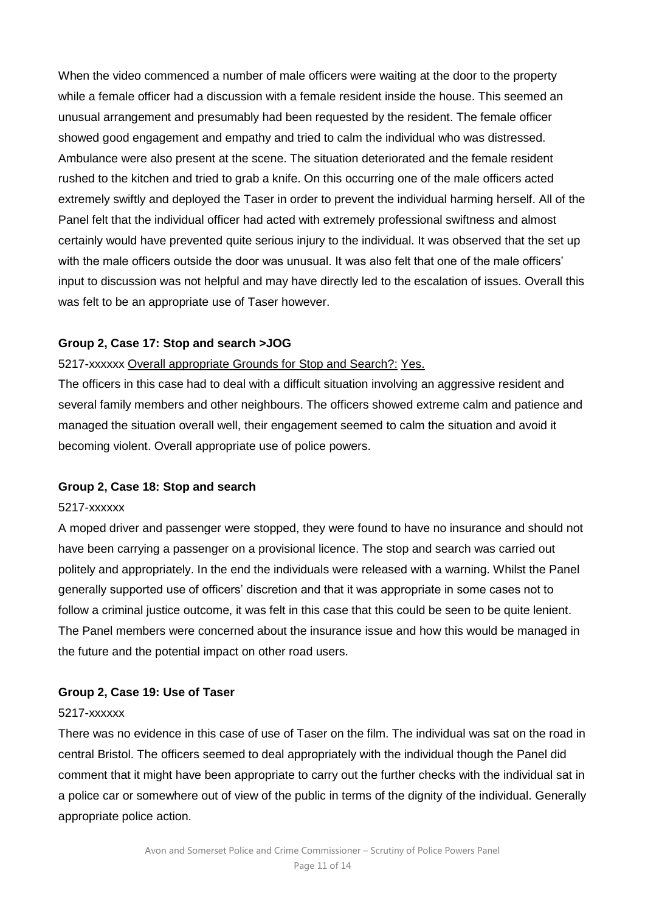When the video commenced a number of male officers were waiting at the door to the property while a female officer had a discussion with a female resident inside the house. This seemed an unusual arrangement and presumably had been requested by the resident. The female officer showed good engagement and empathy and tried to calm the individual who was distressed. Ambulance were also present at the scene. The situation deteriorated and the female resident rushed to the kitchen and tried to grab a knife. On this occurring one of the male officers acted extremely swiftly and deployed the Taser in order to prevent the individual harming herself. All of the Panel felt that the individual officer had acted with extremely professional swiftness and almost certainly would have prevented quite serious injury to the individual. It was observed that the set up with the male officers outside the door was unusual. It was also felt that one of the male officers' input to discussion was not helpful and may have directly led to the escalation of issues. Overall this was felt to be an appropriate use of Taser however.

**Group 2, Case 17: Stop and search >JOG**

5217-xxxxxx <u>Overall appropriate Grounds for Stop and Search?:</u> <u>Yes.</u>

The officers in this case had to deal with a difficult situation involving an aggressive resident and several family members and other neighbours. The officers showed extreme calm and patience and managed the situation overall well, their engagement seemed to calm the situation and avoid it becoming violent. Overall appropriate use of police powers.

**Group 2, Case 18: Stop and search**

5217-xxxxxx

A moped driver and passenger were stopped, they were found to have no insurance and should not have been carrying a passenger on a provisional licence. The stop and search was carried out politely and appropriately. In the end the individuals were released with a warning. Whilst the Panel generally supported use of officers' discretion and that it was appropriate in some cases not to follow a criminal justice outcome, it was felt in this case that this could be seen to be quite lenient. The Panel members were concerned about the insurance issue and how this would be managed in the future and the potential impact on other road users.

**Group 2, Case 19: Use of Taser**

5217-xxxxxx

There was no evidence in this case of use of Taser on the film. The individual was sat on the road in central Bristol. The officers seemed to deal appropriately with the individual though the Panel did comment that it might have been appropriate to carry out the further checks with the individual sat in a police car or somewhere out of view of the public in terms of the dignity of the individual. Generally appropriate police action.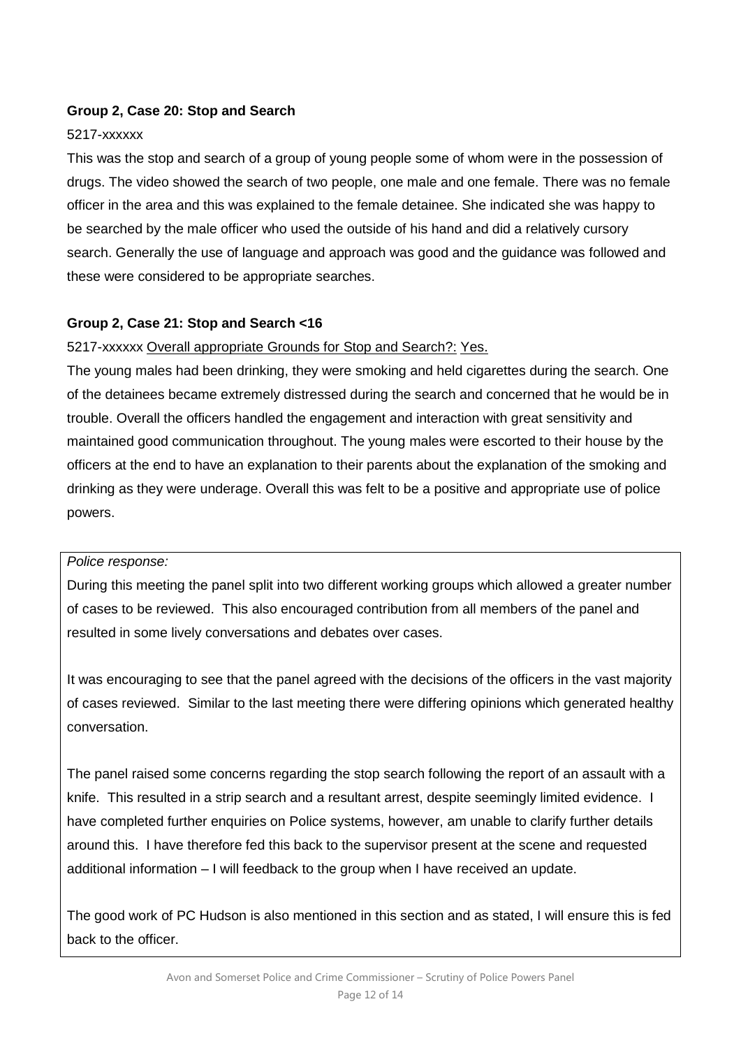**Group 2, Case 20: Stop and Search**

5217-xxxxxx

This was the stop and search of a group of young people some of whom were in the possession of drugs. The video showed the search of two people, one male and one female. There was no female officer in the area and this was explained to the female detainee. She indicated she was happy to be searched by the male officer who used the outside of his hand and did a relatively cursory search. Generally the use of language and approach was good and the guidance was followed and these were considered to be appropriate searches.

**Group 2, Case 21: Stop and Search <16**

5217-xxxxxx Overall appropriate Grounds for Stop and Search?: Yes.

The young males had been drinking, they were smoking and held cigarettes during the search. One of the detainees became extremely distressed during the search and concerned that he would be in trouble. Overall the officers handled the engagement and interaction with great sensitivity and maintained good communication throughout. The young males were escorted to their house by the officers at the end to have an explanation to their parents about the explanation of the smoking and drinking as they were underage. Overall this was felt to be a positive and appropriate use of police powers.

*Police response:*

During this meeting the panel split into two different working groups which allowed a greater number of cases to be reviewed. This also encouraged contribution from all members of the panel and resulted in some lively conversations and debates over cases.

It was encouraging to see that the panel agreed with the decisions of the officers in the vast majority of cases reviewed. Similar to the last meeting there were differing opinions which generated healthy conversation.

The panel raised some concerns regarding the stop search following the report of an assault with a knife. This resulted in a strip search and a resultant arrest, despite seemingly limited evidence. I have completed further enquiries on Police systems, however, am unable to clarify further details around this. I have therefore fed this back to the supervisor present at the scene and requested additional information – I will feedback to the group when I have received an update.

The good work of PC Hudson is also mentioned in this section and as stated, I will ensure this is fed back to the officer.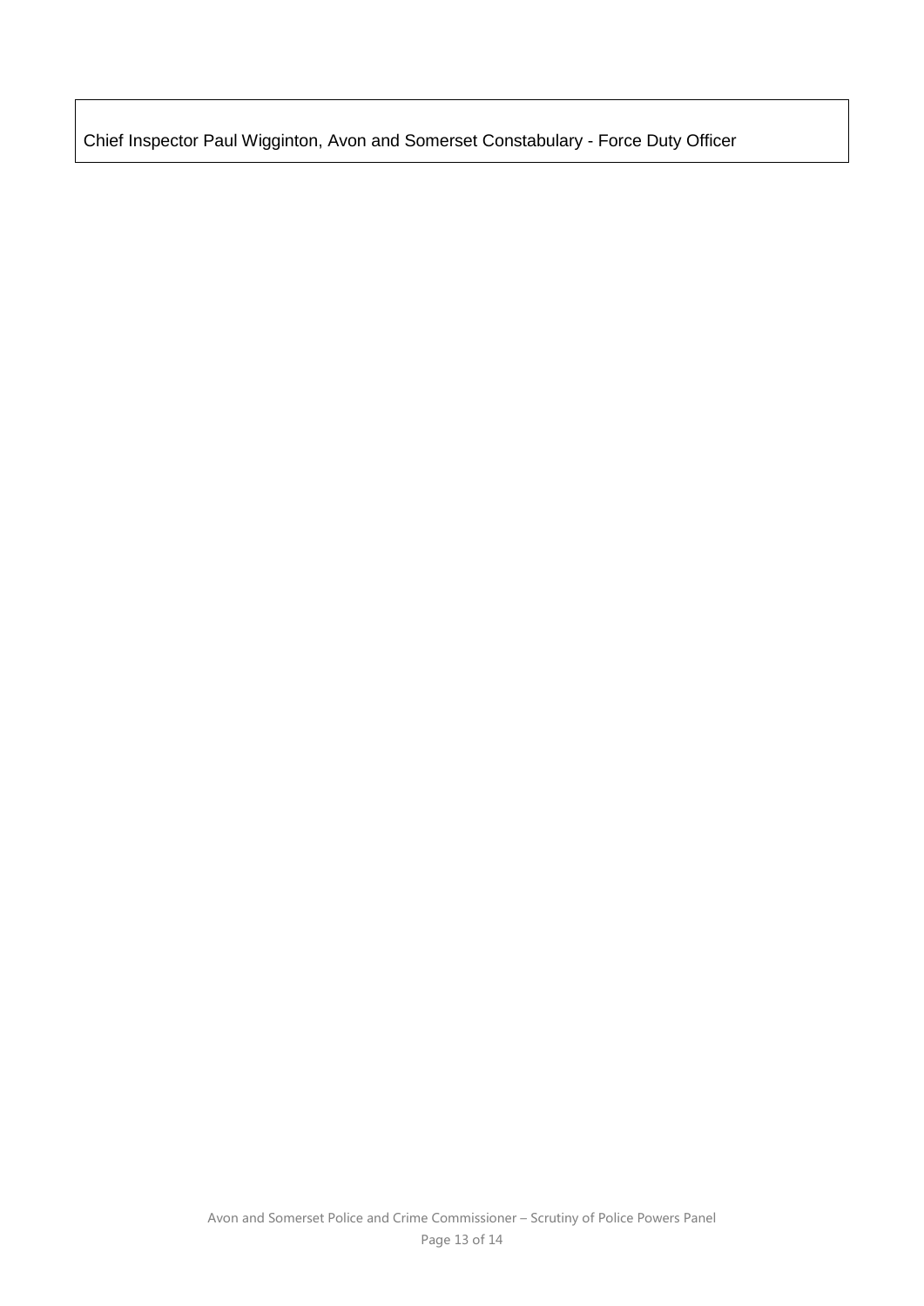| Chief Inspector Paul Wigginton, Avon and Somerset Constabulary - Force Duty Officer |
| --- |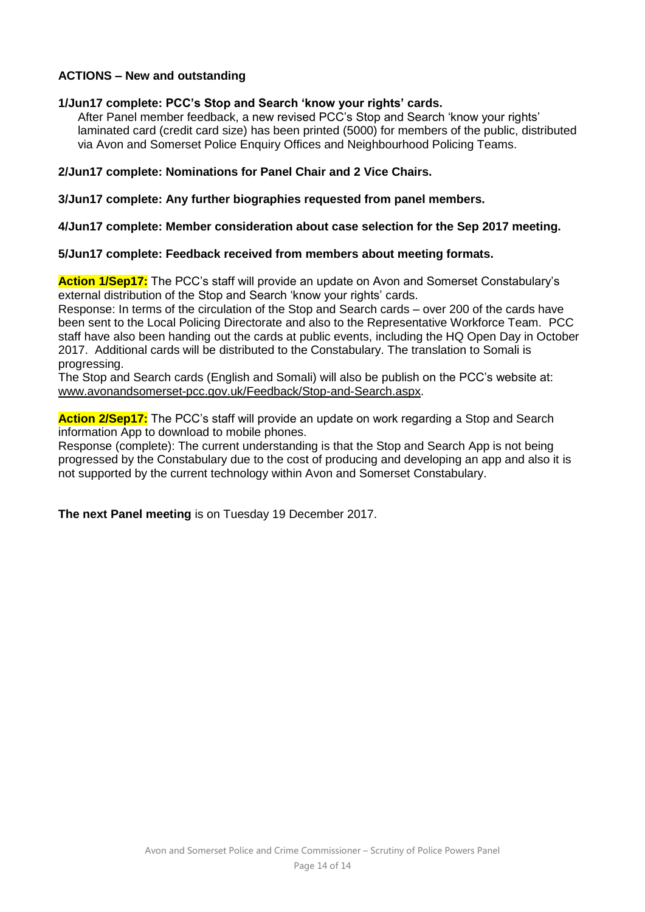**ACTIONS – New and outstanding**

**1/Jun17 complete: PCC's Stop and Search 'know your rights' cards.**

After Panel member feedback, a new revised PCC's Stop and Search 'know your rights' laminated card (credit card size) has been printed (5000) for members of the public, distributed via Avon and Somerset Police Enquiry Offices and Neighbourhood Policing Teams.

**2/Jun17 complete: Nominations for Panel Chair and 2 Vice Chairs.**

**3/Jun17 complete: Any further biographies requested from panel members.**

**4/Jun17 complete: Member consideration about case selection for the Sep 2017 meeting.**

**5/Jun17 complete: Feedback received from members about meeting formats.**

**Action 1/Sep17:** The PCC's staff will provide an update on Avon and Somerset Constabulary's external distribution of the Stop and Search 'know your rights' cards.

Response: In terms of the circulation of the Stop and Search cards – over 200 of the cards have been sent to the Local Policing Directorate and also to the Representative Workforce Team. PCC staff have also been handing out the cards at public events, including the HQ Open Day in October 2017. Additional cards will be distributed to the Constabulary. The translation to Somali is progressing.

The Stop and Search cards (English and Somali) will also be publish on the PCC's website at: www.avonandsomerset-pcc.gov.uk/Feedback/Stop-and-Search.aspx.

**Action 2/Sep17:** The PCC's staff will provide an update on work regarding a Stop and Search information App to download to mobile phones.

Response (complete): The current understanding is that the Stop and Search App is not being progressed by the Constabulary due to the cost of producing and developing an app and also it is not supported by the current technology within Avon and Somerset Constabulary.

**The next Panel meeting** is on Tuesday 19 December 2017.